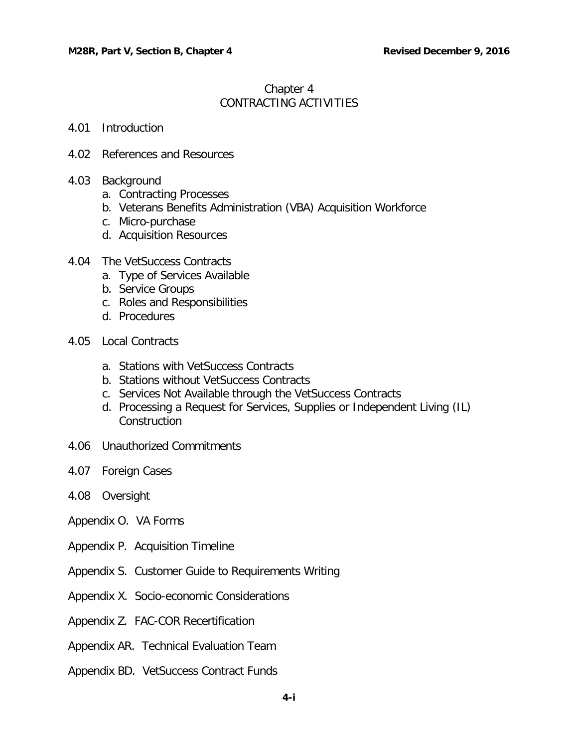# Chapter 4
# CONTRACTING ACTIVITIES

4.01 Introduction

4.02 References and Resources

4.03 Background
   a. Contracting Processes
   b. Veterans Benefits Administration (VBA) Acquisition Workforce
   c. Micro-purchase
   d. Acquisition Resources

4.04 The VetSuccess Contracts
   a. Type of Services Available
   b. Service Groups
   c. Roles and Responsibilities
   d. Procedures

4.05 Local Contracts
   a. Stations with VetSuccess Contracts
   b. Stations without VetSuccess Contracts
   c. Services Not Available through the VetSuccess Contracts
   d. Processing a Request for Services, Supplies or Independent Living (IL) Construction

4.06 Unauthorized Commitments

4.07 Foreign Cases

4.08 Oversight

Appendix O. VA Forms

Appendix P. Acquisition Timeline

Appendix S. Customer Guide to Requirements Writing

Appendix X. Socio-economic Considerations

Appendix Z. FAC-COR Recertification

Appendix AR. Technical Evaluation Team

Appendix BD. VetSuccess Contract Funds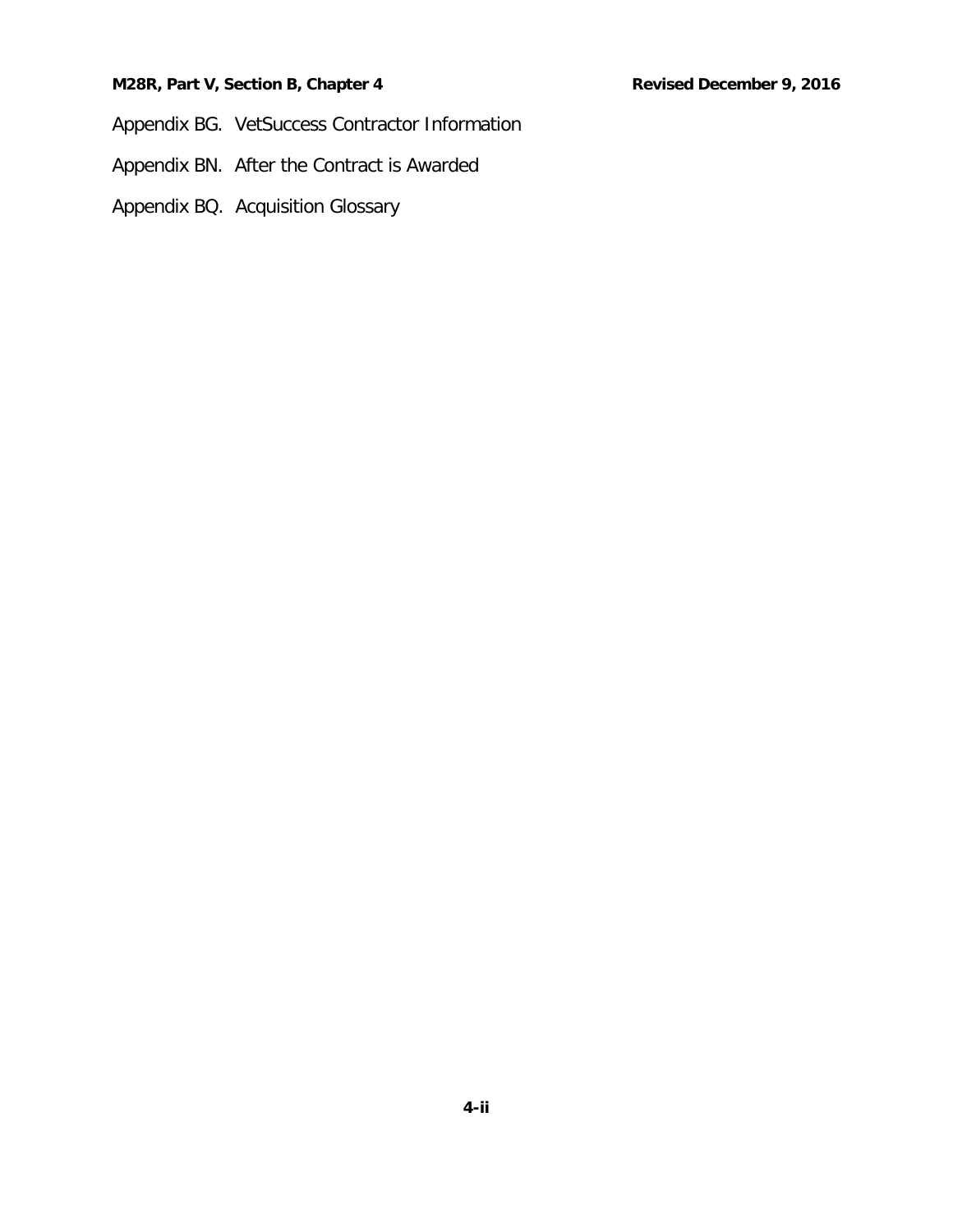Appendix BG. VetSuccess Contractor Information

Appendix BN. After the Contract is Awarded

Appendix BQ. Acquisition Glossary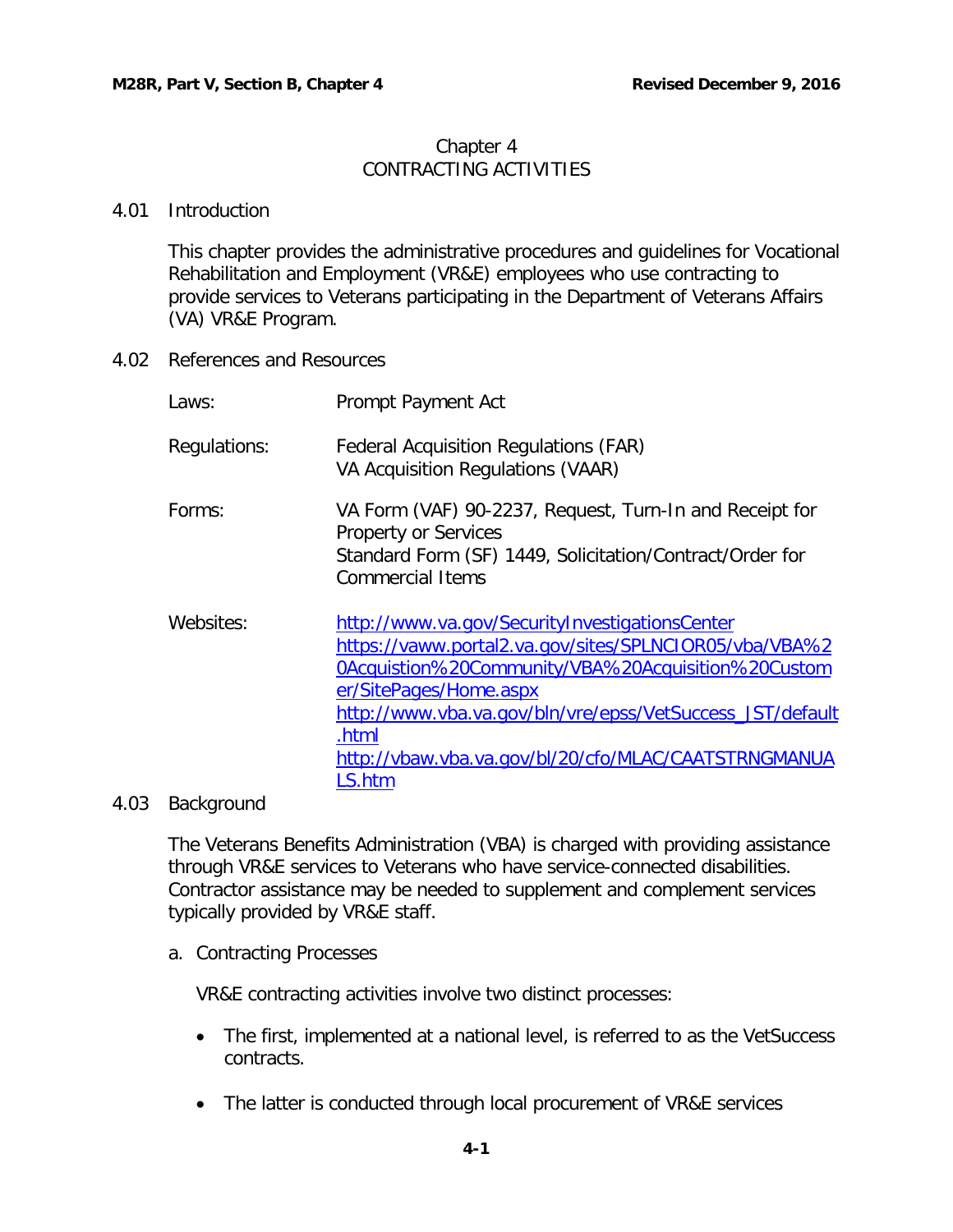# Chapter 4
# CONTRACTING ACTIVITIES

## 4.01 Introduction

This chapter provides the administrative procedures and guidelines for Vocational Rehabilitation and Employment (VR&E) employees who use contracting to provide services to Veterans participating in the Department of Veterans Affairs (VA) VR&E Program.

## 4.02 References and Resources

| | |
|---|---|
| Laws: | Prompt Payment Act |
| Regulations: | Federal Acquisition Regulations (FAR)<br>VA Acquisition Regulations (VAAR) |
| Forms: | VA Form (VAF) 90-2237, Request, Turn-In and Receipt for Property or Services<br>Standard Form (SF) 1449, Solicitation/Contract/Order for Commercial Items |
| Websites: | http://www.va.gov/SecurityInvestigationsCenter<br>https://vaww.portal2.va.gov/sites/SPLNCIOR05/vba/VBA%20Acquistion%20Community/VBA%20Acquisition%20Customer/SitePages/Home.aspx<br>http://www.vba.va.gov/bln/vre/epss/VetSuccess_JST/default.html<br>http://vbaw.vba.va.gov/bl/20/cfo/MLAC/CAATSTRNGMANUALS.htm |

## 4.03 Background

The Veterans Benefits Administration (VBA) is charged with providing assistance through VR&E services to Veterans who have service-connected disabilities. Contractor assistance may be needed to supplement and complement services typically provided by VR&E staff.

a. Contracting Processes

VR&E contracting activities involve two distinct processes:

- The first, implemented at a national level, is referred to as the VetSuccess contracts.
- The latter is conducted through local procurement of VR&E services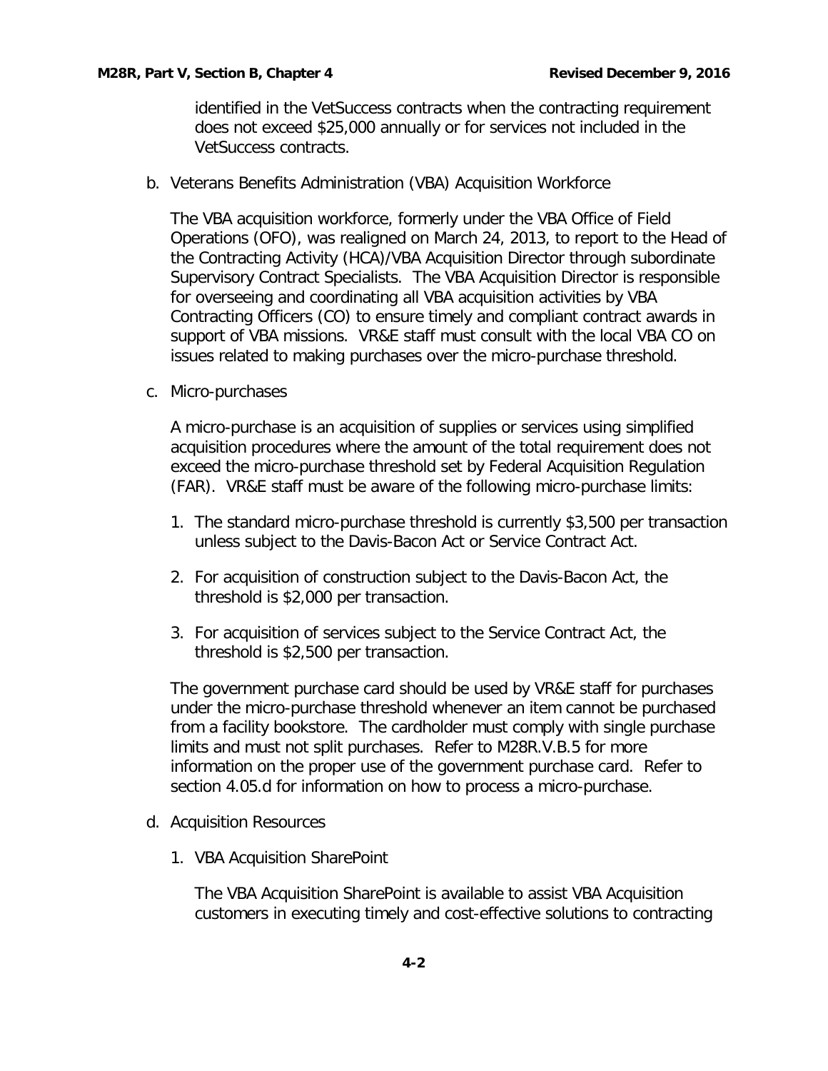identified in the VetSuccess contracts when the contracting requirement does not exceed $25,000 annually or for services not included in the VetSuccess contracts.

b. Veterans Benefits Administration (VBA) Acquisition Workforce

   The VBA acquisition workforce, formerly under the VBA Office of Field Operations (OFO), was realigned on March 24, 2013, to report to the Head of the Contracting Activity (HCA)/VBA Acquisition Director through subordinate Supervisory Contract Specialists. The VBA Acquisition Director is responsible for overseeing and coordinating all VBA acquisition activities by VBA Contracting Officers (CO) to ensure timely and compliant contract awards in support of VBA missions. VR&E staff must consult with the local VBA CO on issues related to making purchases over the micro-purchase threshold.

c. Micro-purchases

   A micro-purchase is an acquisition of supplies or services using simplified acquisition procedures where the amount of the total requirement does not exceed the micro-purchase threshold set by Federal Acquisition Regulation (FAR). VR&E staff must be aware of the following micro-purchase limits:

   1. The standard micro-purchase threshold is currently $3,500 per transaction unless subject to the Davis-Bacon Act or Service Contract Act.

   2. For acquisition of construction subject to the Davis-Bacon Act, the threshold is $2,000 per transaction.

   3. For acquisition of services subject to the Service Contract Act, the threshold is $2,500 per transaction.

   The government purchase card should be used by VR&E staff for purchases under the micro-purchase threshold whenever an item cannot be purchased from a facility bookstore. The cardholder must comply with single purchase limits and must not split purchases. Refer to M28R.V.B.5 for more information on the proper use of the government purchase card. Refer to section 4.05.d for information on how to process a micro-purchase.

d. Acquisition Resources

   1. VBA Acquisition SharePoint

      The VBA Acquisition SharePoint is available to assist VBA Acquisition customers in executing timely and cost-effective solutions to contracting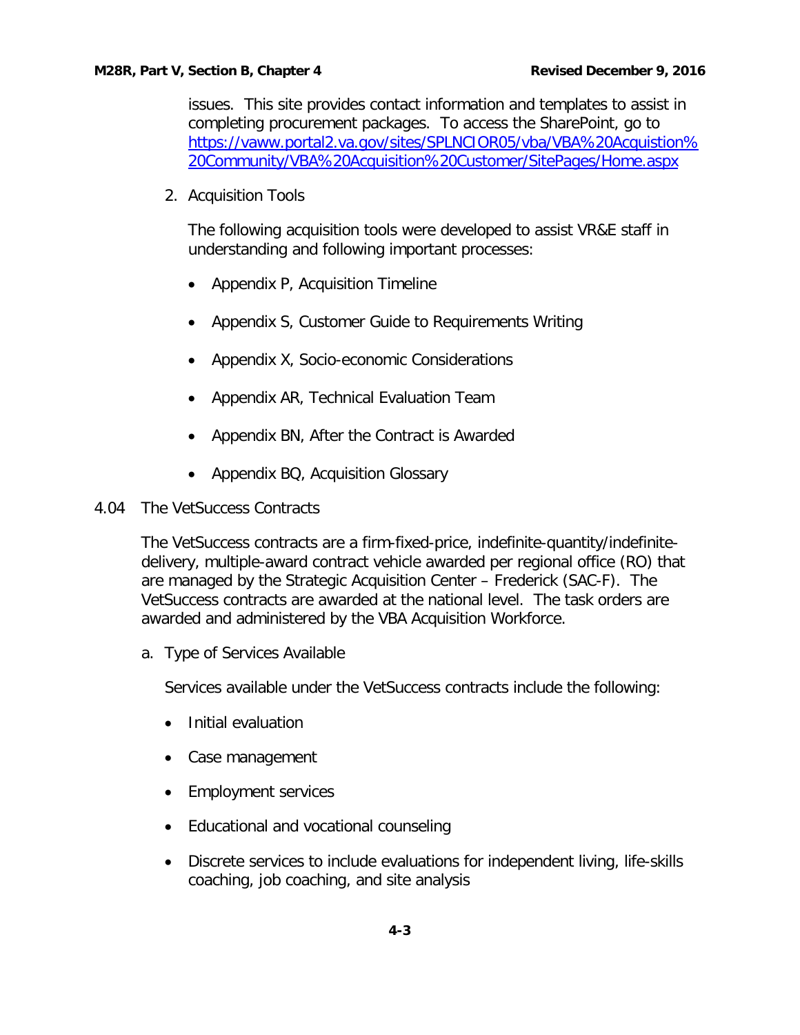issues. This site provides contact information and templates to assist in completing procurement packages. To access the SharePoint, go to [https://vaww.portal2.va.gov/sites/SPLNCIOR05/vba/VBA%20Acquistion%20Community/VBA%20Acquisition%20Customer/SitePages/Home.aspx](https://vaww.portal2.va.gov/sites/SPLNCIOR05/vba/VBA%20Acquistion%20Community/VBA%20Acquisition%20Customer/SitePages/Home.aspx)

2. Acquisition Tools

   The following acquisition tools were developed to assist VR&E staff in understanding and following important processes:

   - Appendix P, Acquisition Timeline
   - Appendix S, Customer Guide to Requirements Writing
   - Appendix X, Socio-economic Considerations
   - Appendix AR, Technical Evaluation Team
   - Appendix BN, After the Contract is Awarded
   - Appendix BQ, Acquisition Glossary

## 4.04 The VetSuccess Contracts

The VetSuccess contracts are a firm-fixed-price, indefinite-quantity/indefinite-delivery, multiple-award contract vehicle awarded per regional office (RO) that are managed by the Strategic Acquisition Center – Frederick (SAC-F). The VetSuccess contracts are awarded at the national level. The task orders are awarded and administered by the VBA Acquisition Workforce.

a. Type of Services Available

   Services available under the VetSuccess contracts include the following:

   - Initial evaluation
   - Case management
   - Employment services
   - Educational and vocational counseling
   - Discrete services to include evaluations for independent living, life-skills coaching, job coaching, and site analysis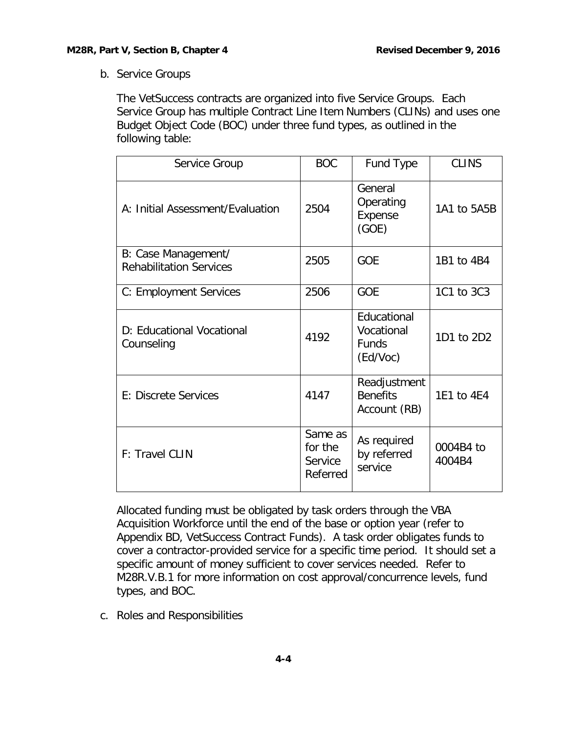b. Service Groups

The VetSuccess contracts are organized into five Service Groups. Each Service Group has multiple Contract Line Item Numbers (CLINs) and uses one Budget Object Code (BOC) under three fund types, as outlined in the following table:

| Service Group | BOC | Fund Type | CLINS |
|---|---|---|---|
| A: Initial Assessment/Evaluation | 2504 | General Operating Expense (GOE) | 1A1 to 5A5B |
| B: Case Management/ Rehabilitation Services | 2505 | GOE | 1B1 to 4B4 |
| C: Employment Services | 2506 | GOE | 1C1 to 3C3 |
| D: Educational Vocational Counseling | 4192 | Educational Vocational Funds (Ed/Voc) | 1D1 to 2D2 |
| E: Discrete Services | 4147 | Readjustment Benefits Account (RB) | 1E1 to 4E4 |
| F: Travel CLIN | Same as for the Service Referred | As required by referred service | 0004B4 to 4004B4 |

Allocated funding must be obligated by task orders through the VBA Acquisition Workforce until the end of the base or option year (refer to Appendix BD, VetSuccess Contract Funds). A task order obligates funds to cover a contractor-provided service for a specific time period. It should set a specific amount of money sufficient to cover services needed. Refer to M28R.V.B.1 for more information on cost approval/concurrence levels, fund types, and BOC.

c. Roles and Responsibilities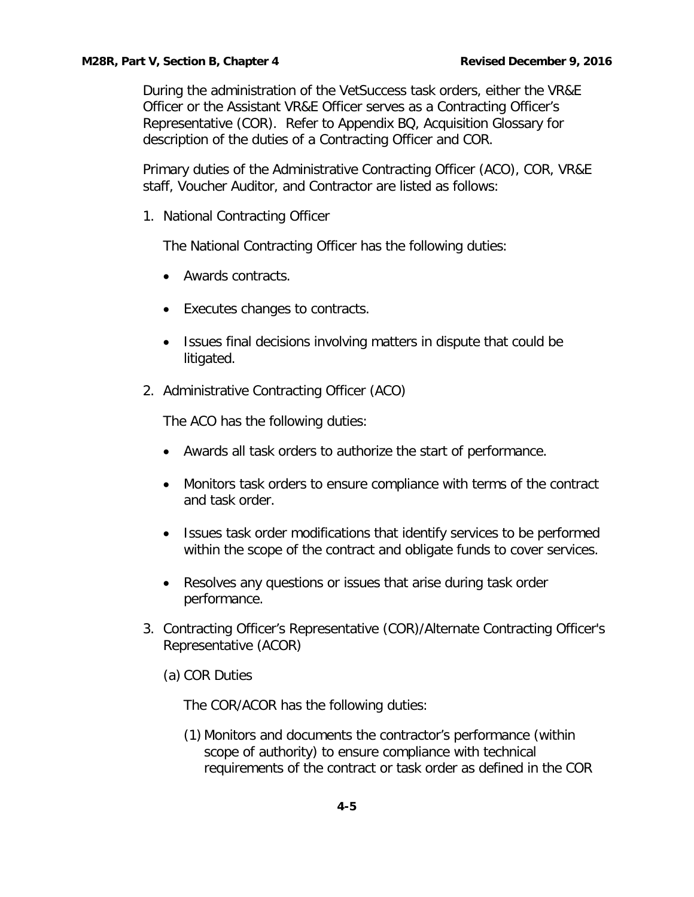During the administration of the VetSuccess task orders, either the VR&E Officer or the Assistant VR&E Officer serves as a Contracting Officer's Representative (COR). Refer to Appendix BQ, Acquisition Glossary for description of the duties of a Contracting Officer and COR.

Primary duties of the Administrative Contracting Officer (ACO), COR, VR&E staff, Voucher Auditor, and Contractor are listed as follows:

1. National Contracting Officer

   The National Contracting Officer has the following duties:

   - Awards contracts.
   - Executes changes to contracts.
   - Issues final decisions involving matters in dispute that could be litigated.

2. Administrative Contracting Officer (ACO)

   The ACO has the following duties:

   - Awards all task orders to authorize the start of performance.
   - Monitors task orders to ensure compliance with terms of the contract and task order.
   - Issues task order modifications that identify services to be performed within the scope of the contract and obligate funds to cover services.
   - Resolves any questions or issues that arise during task order performance.

3. Contracting Officer's Representative (COR)/Alternate Contracting Officer's Representative (ACOR)

   (a) COR Duties

   The COR/ACOR has the following duties:

   (1) Monitors and documents the contractor's performance (within scope of authority) to ensure compliance with technical requirements of the contract or task order as defined in the COR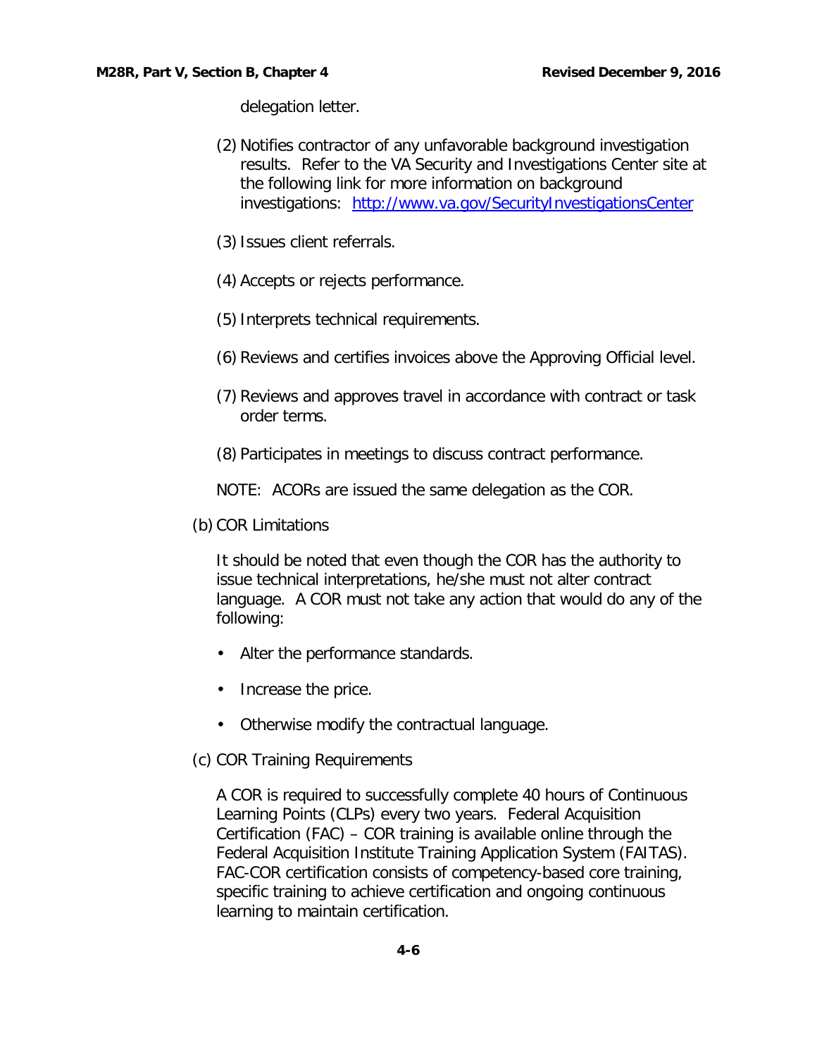delegation letter.

(2) Notifies contractor of any unfavorable background investigation results. Refer to the VA Security and Investigations Center site at the following link for more information on background investigations: [http://www.va.gov/SecurityInvestigationsCenter](http://www.va.gov/SecurityInvestigationsCenter)

(3) Issues client referrals.

(4) Accepts or rejects performance.

(5) Interprets technical requirements.

(6) Reviews and certifies invoices above the Approving Official level.

(7) Reviews and approves travel in accordance with contract or task order terms.

(8) Participates in meetings to discuss contract performance.

NOTE: ACORs are issued the same delegation as the COR.

(b) COR Limitations

It should be noted that even though the COR has the authority to issue technical interpretations, he/she must not alter contract language. A COR must not take any action that would do any of the following:

- Alter the performance standards.
- Increase the price.
- Otherwise modify the contractual language.

(c) COR Training Requirements

A COR is required to successfully complete 40 hours of Continuous Learning Points (CLPs) every two years. Federal Acquisition Certification (FAC) – COR training is available online through the Federal Acquisition Institute Training Application System (FAITAS). FAC-COR certification consists of competency-based core training, specific training to achieve certification and ongoing continuous learning to maintain certification.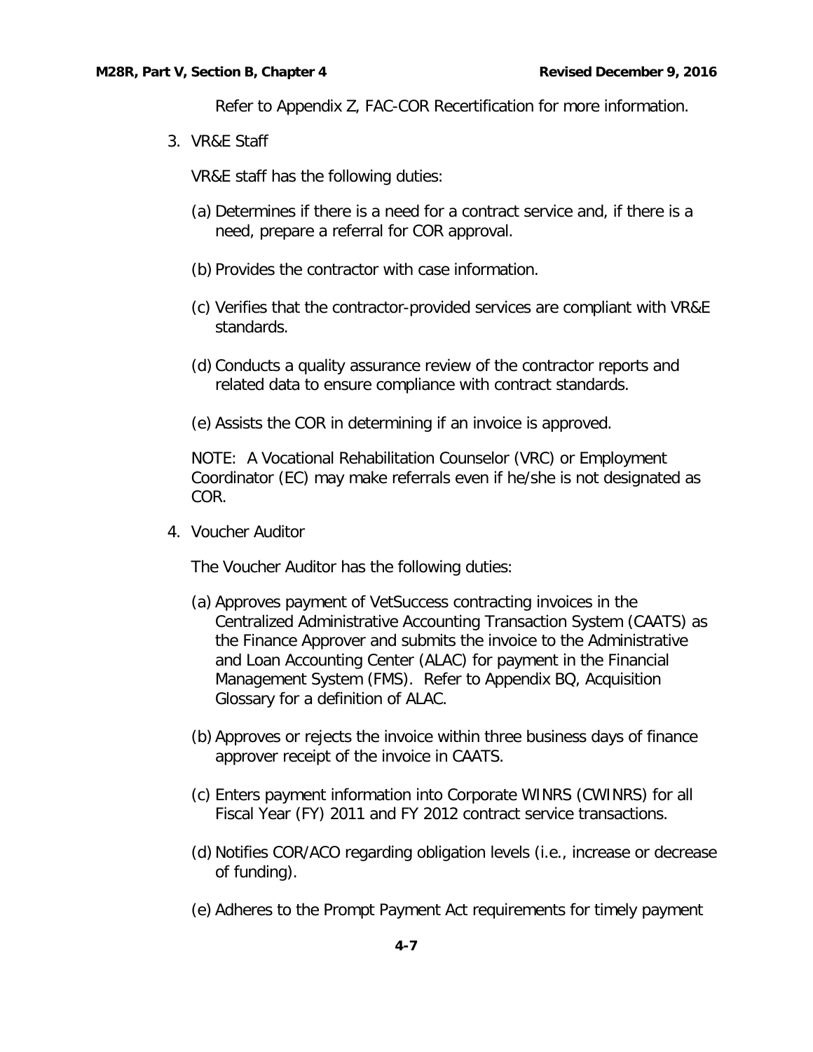Refer to Appendix Z, FAC-COR Recertification for more information.

3. VR&E Staff

   VR&E staff has the following duties:

   (a) Determines if there is a need for a contract service and, if there is a need, prepare a referral for COR approval.

   (b) Provides the contractor with case information.

   (c) Verifies that the contractor-provided services are compliant with VR&E standards.

   (d) Conducts a quality assurance review of the contractor reports and related data to ensure compliance with contract standards.

   (e) Assists the COR in determining if an invoice is approved.

   NOTE: A Vocational Rehabilitation Counselor (VRC) or Employment Coordinator (EC) may make referrals even if he/she is not designated as COR.

4. Voucher Auditor

   The Voucher Auditor has the following duties:

   (a) Approves payment of VetSuccess contracting invoices in the Centralized Administrative Accounting Transaction System (CAATS) as the Finance Approver and submits the invoice to the Administrative and Loan Accounting Center (ALAC) for payment in the Financial Management System (FMS). Refer to Appendix BQ, Acquisition Glossary for a definition of ALAC.

   (b) Approves or rejects the invoice within three business days of finance approver receipt of the invoice in CAATS.

   (c) Enters payment information into Corporate WINRS (CWINRS) for all Fiscal Year (FY) 2011 and FY 2012 contract service transactions.

   (d) Notifies COR/ACO regarding obligation levels (i.e., increase or decrease of funding).

   (e) Adheres to the Prompt Payment Act requirements for timely payment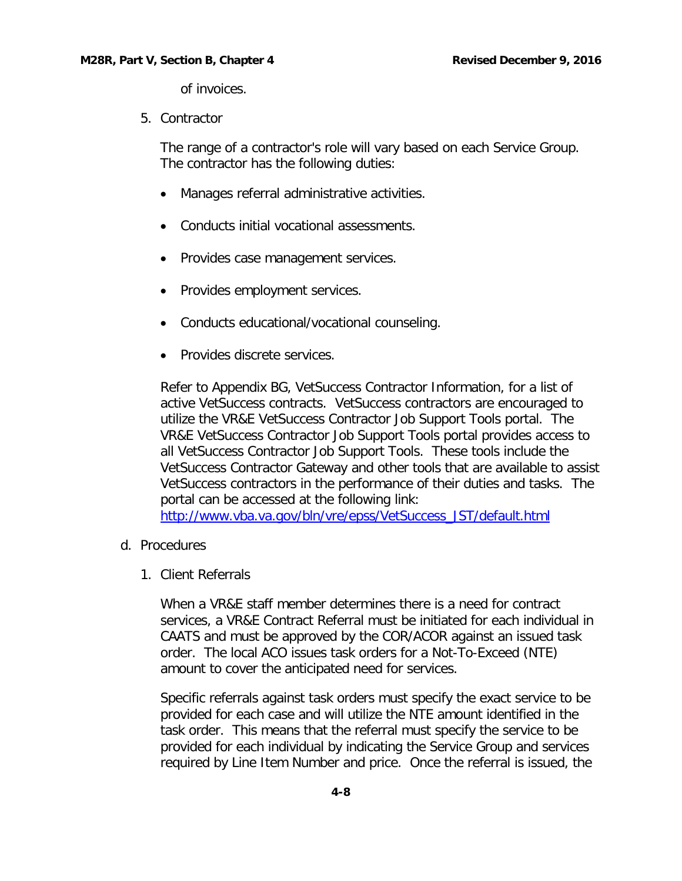of invoices.

5. Contractor

   The range of a contractor's role will vary based on each Service Group. The contractor has the following duties:

   - Manages referral administrative activities.
   - Conducts initial vocational assessments.
   - Provides case management services.
   - Provides employment services.
   - Conducts educational/vocational counseling.
   - Provides discrete services.

   Refer to Appendix BG, VetSuccess Contractor Information, for a list of active VetSuccess contracts. VetSuccess contractors are encouraged to utilize the VR&E VetSuccess Contractor Job Support Tools portal. The VR&E VetSuccess Contractor Job Support Tools portal provides access to all VetSuccess Contractor Job Support Tools. These tools include the VetSuccess Contractor Gateway and other tools that are available to assist VetSuccess contractors in the performance of their duties and tasks. The portal can be accessed at the following link: [http://www.vba.va.gov/bln/vre/epss/VetSuccess_JST/default.html](http://www.vba.va.gov/bln/vre/epss/VetSuccess_JST/default.html)

d. Procedures

1. Client Referrals

   When a VR&E staff member determines there is a need for contract services, a VR&E Contract Referral must be initiated for each individual in CAATS and must be approved by the COR/ACOR against an issued task order. The local ACO issues task orders for a Not-To-Exceed (NTE) amount to cover the anticipated need for services.

   Specific referrals against task orders must specify the exact service to be provided for each case and will utilize the NTE amount identified in the task order. This means that the referral must specify the service to be provided for each individual by indicating the Service Group and services required by Line Item Number and price. Once the referral is issued, the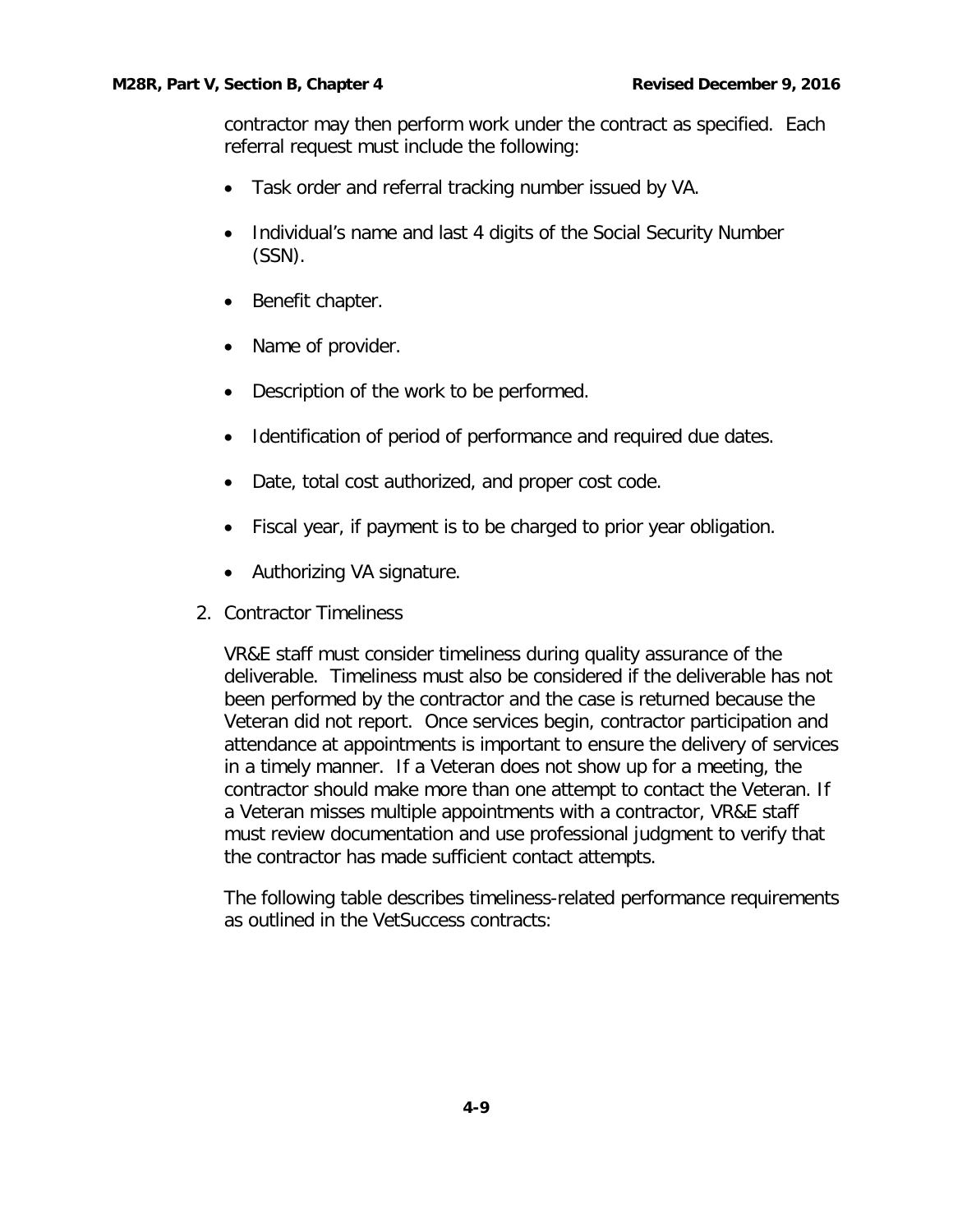contractor may then perform work under the contract as specified. Each referral request must include the following:

- Task order and referral tracking number issued by VA.
- Individual's name and last 4 digits of the Social Security Number (SSN).
- Benefit chapter.
- Name of provider.
- Description of the work to be performed.
- Identification of period of performance and required due dates.
- Date, total cost authorized, and proper cost code.
- Fiscal year, if payment is to be charged to prior year obligation.
- Authorizing VA signature.

2. Contractor Timeliness

VR&E staff must consider timeliness during quality assurance of the deliverable. Timeliness must also be considered if the deliverable has not been performed by the contractor and the case is returned because the Veteran did not report. Once services begin, contractor participation and attendance at appointments is important to ensure the delivery of services in a timely manner. If a Veteran does not show up for a meeting, the contractor should make more than one attempt to contact the Veteran. If a Veteran misses multiple appointments with a contractor, VR&E staff must review documentation and use professional judgment to verify that the contractor has made sufficient contact attempts.

The following table describes timeliness-related performance requirements as outlined in the VetSuccess contracts: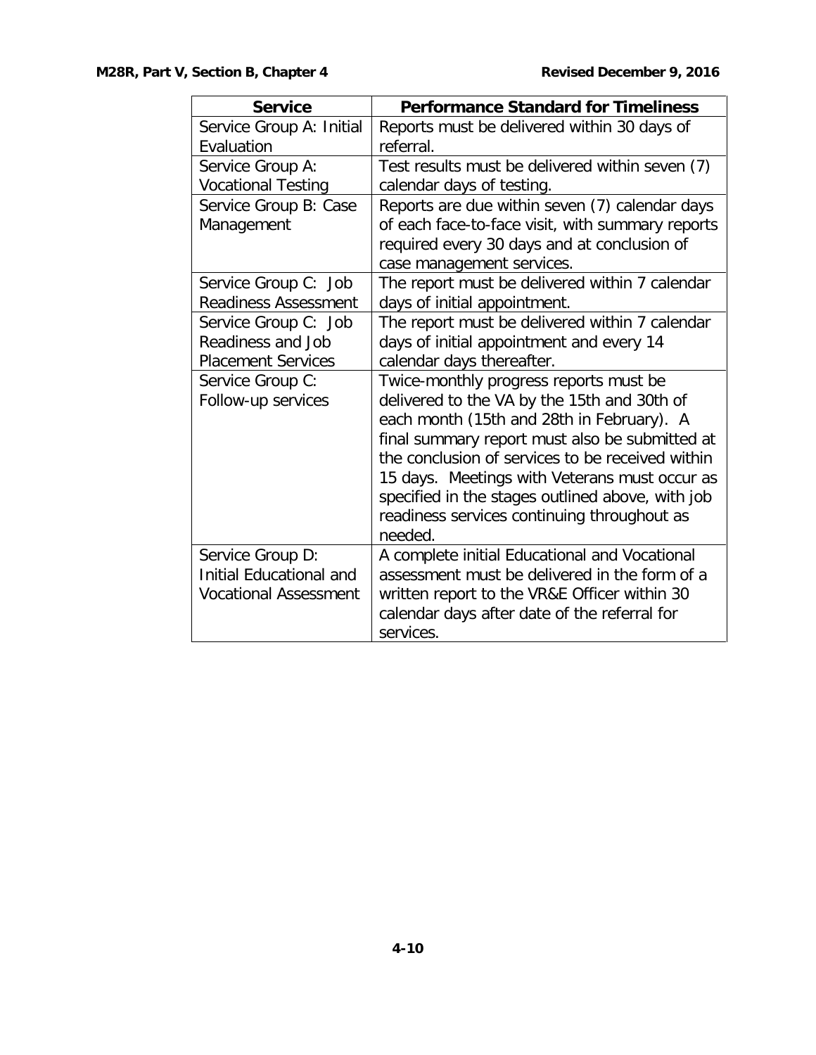| Service | Performance Standard for Timeliness |
| --- | --- |
| Service Group A: Initial Evaluation | Reports must be delivered within 30 days of referral. |
| Service Group A: Vocational Testing | Test results must be delivered within seven (7) calendar days of testing. |
| Service Group B: Case Management | Reports are due within seven (7) calendar days of each face-to-face visit, with summary reports required every 30 days and at conclusion of case management services. |
| Service Group C: Job Readiness Assessment | The report must be delivered within 7 calendar days of initial appointment. |
| Service Group C: Job Readiness and Job Placement Services | The report must be delivered within 7 calendar days of initial appointment and every 14 calendar days thereafter. |
| Service Group C: Follow-up services | Twice-monthly progress reports must be delivered to the VA by the 15th and 30th of each month (15th and 28th in February). A final summary report must also be submitted at the conclusion of services to be received within 15 days. Meetings with Veterans must occur as specified in the stages outlined above, with job readiness services continuing throughout as needed. |
| Service Group D: Initial Educational and Vocational Assessment | A complete initial Educational and Vocational assessment must be delivered in the form of a written report to the VR&E Officer within 30 calendar days after date of the referral for services. |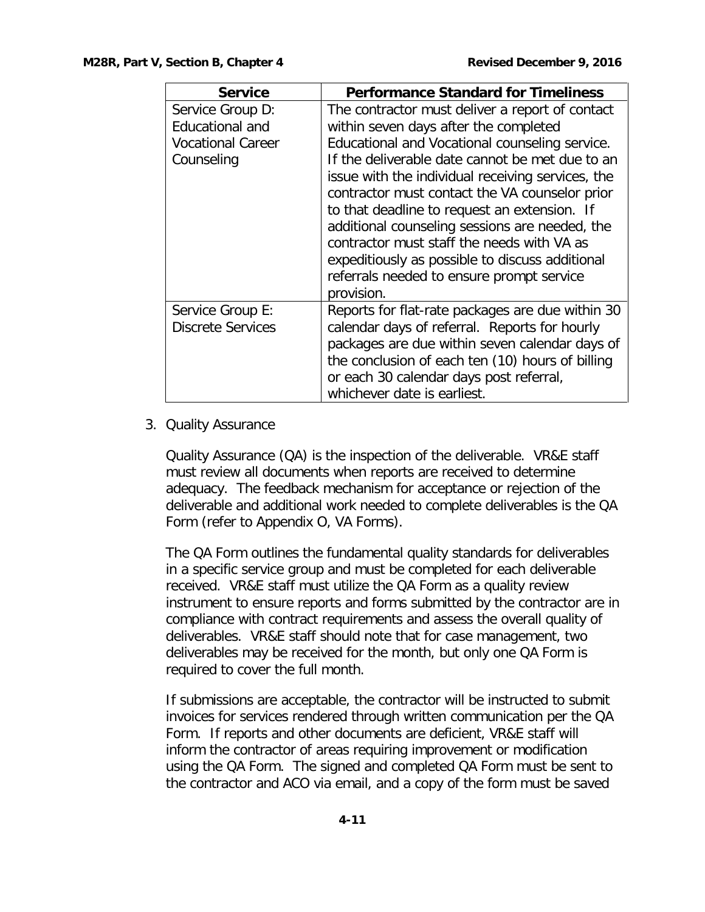| Service | Performance Standard for Timeliness |
| --- | --- |
| Service Group D: Educational and Vocational Career Counseling | The contractor must deliver a report of contact within seven days after the completed Educational and Vocational counseling service. If the deliverable date cannot be met due to an issue with the individual receiving services, the contractor must contact the VA counselor prior to that deadline to request an extension. If additional counseling sessions are needed, the contractor must staff the needs with VA as expeditiously as possible to discuss additional referrals needed to ensure prompt service provision. |
| Service Group E: Discrete Services | Reports for flat-rate packages are due within 30 calendar days of referral. Reports for hourly packages are due within seven calendar days of the conclusion of each ten (10) hours of billing or each 30 calendar days post referral, whichever date is earliest. |

3. Quality Assurance

   Quality Assurance (QA) is the inspection of the deliverable. VR&E staff must review all documents when reports are received to determine adequacy. The feedback mechanism for acceptance or rejection of the deliverable and additional work needed to complete deliverables is the QA Form (refer to Appendix O, VA Forms).

   The QA Form outlines the fundamental quality standards for deliverables in a specific service group and must be completed for each deliverable received. VR&E staff must utilize the QA Form as a quality review instrument to ensure reports and forms submitted by the contractor are in compliance with contract requirements and assess the overall quality of deliverables. VR&E staff should note that for case management, two deliverables may be received for the month, but only one QA Form is required to cover the full month.

   If submissions are acceptable, the contractor will be instructed to submit invoices for services rendered through written communication per the QA Form. If reports and other documents are deficient, VR&E staff will inform the contractor of areas requiring improvement or modification using the QA Form. The signed and completed QA Form must be sent to the contractor and ACO via email, and a copy of the form must be saved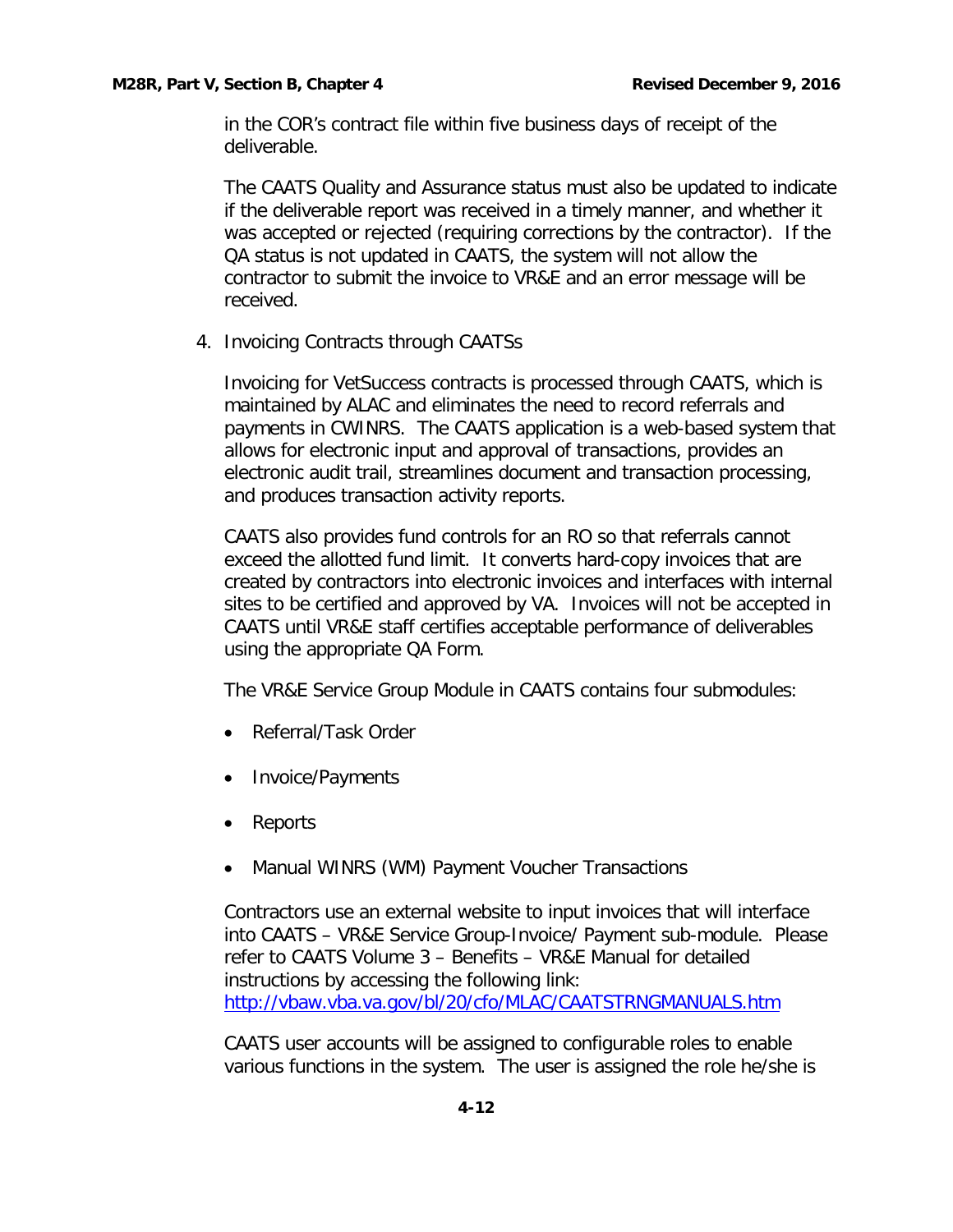in the COR's contract file within five business days of receipt of the deliverable.

The CAATS Quality and Assurance status must also be updated to indicate if the deliverable report was received in a timely manner, and whether it was accepted or rejected (requiring corrections by the contractor). If the QA status is not updated in CAATS, the system will not allow the contractor to submit the invoice to VR&E and an error message will be received.

4. Invoicing Contracts through CAATSs

   Invoicing for VetSuccess contracts is processed through CAATS, which is maintained by ALAC and eliminates the need to record referrals and payments in CWINRS. The CAATS application is a web-based system that allows for electronic input and approval of transactions, provides an electronic audit trail, streamlines document and transaction processing, and produces transaction activity reports.

   CAATS also provides fund controls for an RO so that referrals cannot exceed the allotted fund limit. It converts hard-copy invoices that are created by contractors into electronic invoices and interfaces with internal sites to be certified and approved by VA. Invoices will not be accepted in CAATS until VR&E staff certifies acceptable performance of deliverables using the appropriate QA Form.

   The VR&E Service Group Module in CAATS contains four submodules:

   - Referral/Task Order
   - Invoice/Payments
   - Reports
   - Manual WINRS (WM) Payment Voucher Transactions

   Contractors use an external website to input invoices that will interface into CAATS – VR&E Service Group-Invoice/ Payment sub-module. Please refer to CAATS Volume 3 – Benefits – VR&E Manual for detailed instructions by accessing the following link: [http://vbaw.vba.va.gov/bl/20/cfo/MLAC/CAATSTRNGMANUALS.htm](http://vbaw.vba.va.gov/bl/20/cfo/MLAC/CAATSTRNGMANUALS.htm)

   CAATS user accounts will be assigned to configurable roles to enable various functions in the system. The user is assigned the role he/she is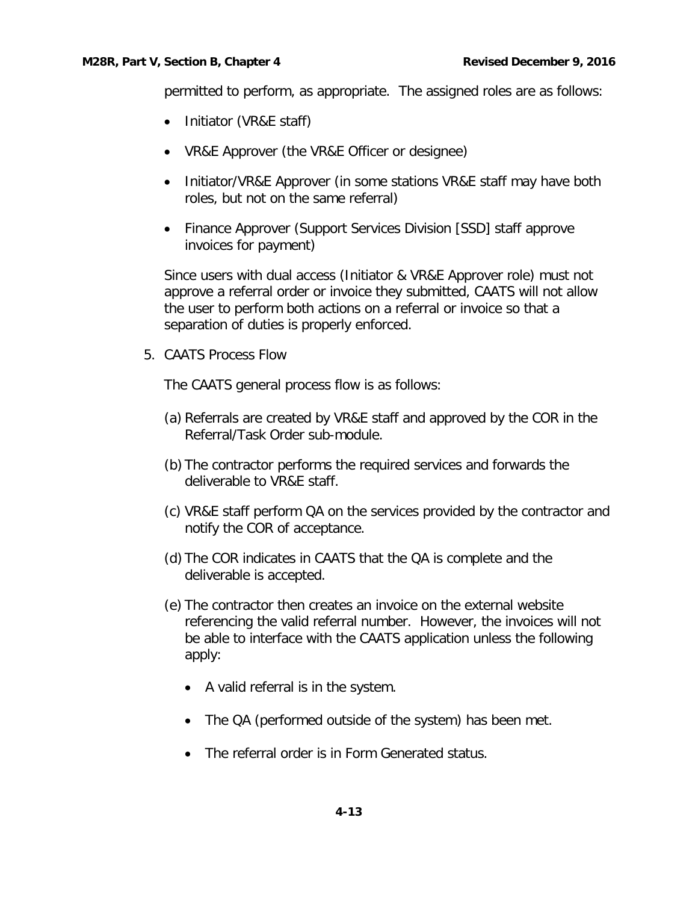permitted to perform, as appropriate. The assigned roles are as follows:

- Initiator (VR&E staff)
- VR&E Approver (the VR&E Officer or designee)
- Initiator/VR&E Approver (in some stations VR&E staff may have both roles, but not on the same referral)
- Finance Approver (Support Services Division [SSD] staff approve invoices for payment)

Since users with dual access (Initiator & VR&E Approver role) must not approve a referral order or invoice they submitted, CAATS will not allow the user to perform both actions on a referral or invoice so that a separation of duties is properly enforced.

5. CAATS Process Flow

The CAATS general process flow is as follows:

(a) Referrals are created by VR&E staff and approved by the COR in the Referral/Task Order sub-module.

(b) The contractor performs the required services and forwards the deliverable to VR&E staff.

(c) VR&E staff perform QA on the services provided by the contractor and notify the COR of acceptance.

(d) The COR indicates in CAATS that the QA is complete and the deliverable is accepted.

(e) The contractor then creates an invoice on the external website referencing the valid referral number. However, the invoices will not be able to interface with the CAATS application unless the following apply:

- A valid referral is in the system.
- The QA (performed outside of the system) has been met.
- The referral order is in Form Generated status.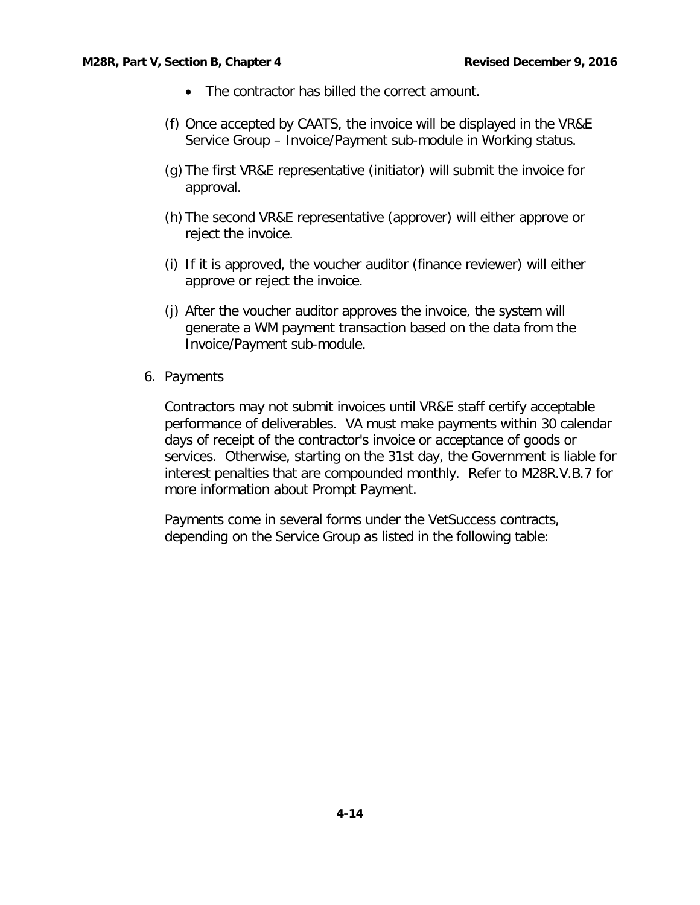- The contractor has billed the correct amount.

(f) Once accepted by CAATS, the invoice will be displayed in the VR&E Service Group – Invoice/Payment sub-module in Working status.

(g) The first VR&E representative (initiator) will submit the invoice for approval.

(h) The second VR&E representative (approver) will either approve or reject the invoice.

(i) If it is approved, the voucher auditor (finance reviewer) will either approve or reject the invoice.

(j) After the voucher auditor approves the invoice, the system will generate a WM payment transaction based on the data from the Invoice/Payment sub-module.

6. Payments

Contractors may not submit invoices until VR&E staff certify acceptable performance of deliverables. VA must make payments within 30 calendar days of receipt of the contractor's invoice or acceptance of goods or services. Otherwise, starting on the 31st day, the Government is liable for interest penalties that are compounded monthly. Refer to M28R.V.B.7 for more information about Prompt Payment.

Payments come in several forms under the VetSuccess contracts, depending on the Service Group as listed in the following table: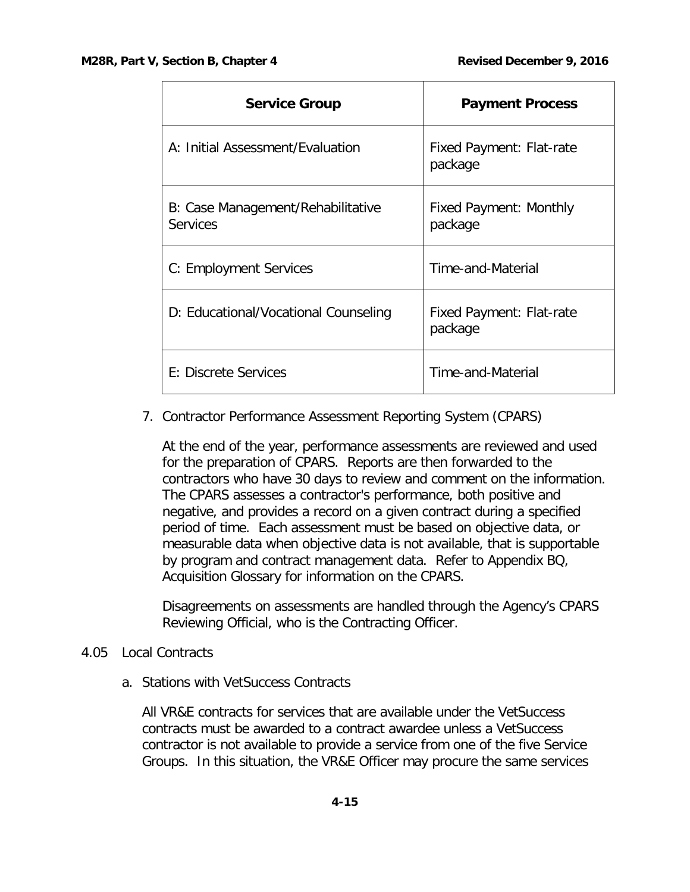| Service Group | Payment Process |
|---|---|
| A: Initial Assessment/Evaluation | Fixed Payment: Flat-rate package |
| B: Case Management/Rehabilitative Services | Fixed Payment: Monthly package |
| C: Employment Services | Time-and-Material |
| D: Educational/Vocational Counseling | Fixed Payment: Flat-rate package |
| E: Discrete Services | Time-and-Material |

7. Contractor Performance Assessment Reporting System (CPARS)

   At the end of the year, performance assessments are reviewed and used for the preparation of CPARS. Reports are then forwarded to the contractors who have 30 days to review and comment on the information. The CPARS assesses a contractor's performance, both positive and negative, and provides a record on a given contract during a specified period of time. Each assessment must be based on objective data, or measurable data when objective data is not available, that is supportable by program and contract management data. Refer to Appendix BQ, Acquisition Glossary for information on the CPARS.

   Disagreements on assessments are handled through the Agency's CPARS Reviewing Official, who is the Contracting Officer.

## 4.05 Local Contracts

a. Stations with VetSuccess Contracts

   All VR&E contracts for services that are available under the VetSuccess contracts must be awarded to a contract awardee unless a VetSuccess contractor is not available to provide a service from one of the five Service Groups. In this situation, the VR&E Officer may procure the same services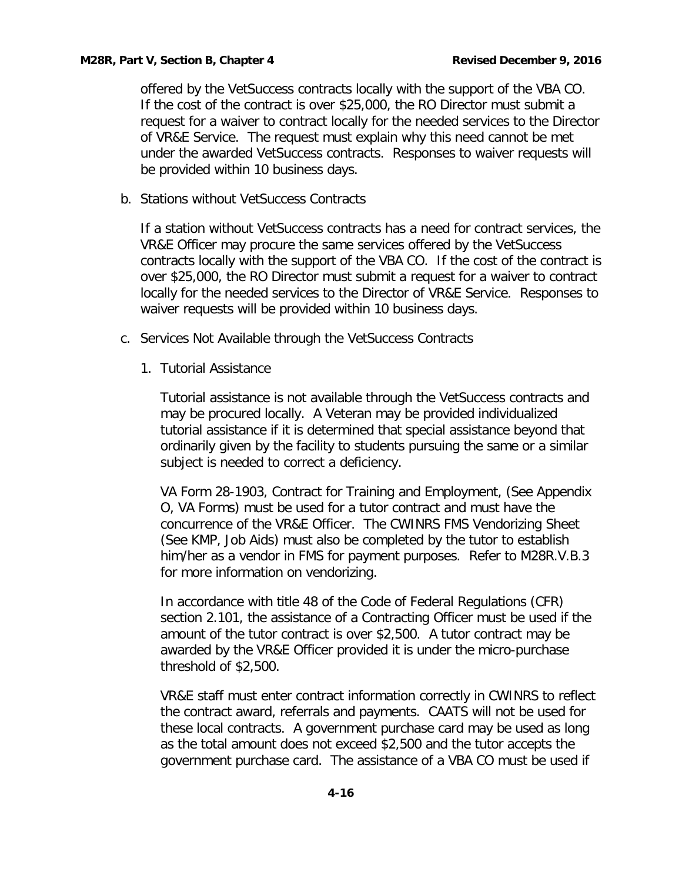offered by the VetSuccess contracts locally with the support of the VBA CO. If the cost of the contract is over $25,000, the RO Director must submit a request for a waiver to contract locally for the needed services to the Director of VR&E Service. The request must explain why this need cannot be met under the awarded VetSuccess contracts. Responses to waiver requests will be provided within 10 business days.

b. Stations without VetSuccess Contracts

If a station without VetSuccess contracts has a need for contract services, the VR&E Officer may procure the same services offered by the VetSuccess contracts locally with the support of the VBA CO. If the cost of the contract is over $25,000, the RO Director must submit a request for a waiver to contract locally for the needed services to the Director of VR&E Service. Responses to waiver requests will be provided within 10 business days.

c. Services Not Available through the VetSuccess Contracts

1. Tutorial Assistance

Tutorial assistance is not available through the VetSuccess contracts and may be procured locally. A Veteran may be provided individualized tutorial assistance if it is determined that special assistance beyond that ordinarily given by the facility to students pursuing the same or a similar subject is needed to correct a deficiency.

VA Form 28-1903, Contract for Training and Employment, (See Appendix O, VA Forms) must be used for a tutor contract and must have the concurrence of the VR&E Officer. The CWINRS FMS Vendorizing Sheet (See KMP, Job Aids) must also be completed by the tutor to establish him/her as a vendor in FMS for payment purposes. Refer to M28R.V.B.3 for more information on vendorizing.

In accordance with title 48 of the Code of Federal Regulations (CFR) section 2.101, the assistance of a Contracting Officer must be used if the amount of the tutor contract is over $2,500. A tutor contract may be awarded by the VR&E Officer provided it is under the micro-purchase threshold of $2,500.

VR&E staff must enter contract information correctly in CWINRS to reflect the contract award, referrals and payments. CAATS will not be used for these local contracts. A government purchase card may be used as long as the total amount does not exceed $2,500 and the tutor accepts the government purchase card. The assistance of a VBA CO must be used if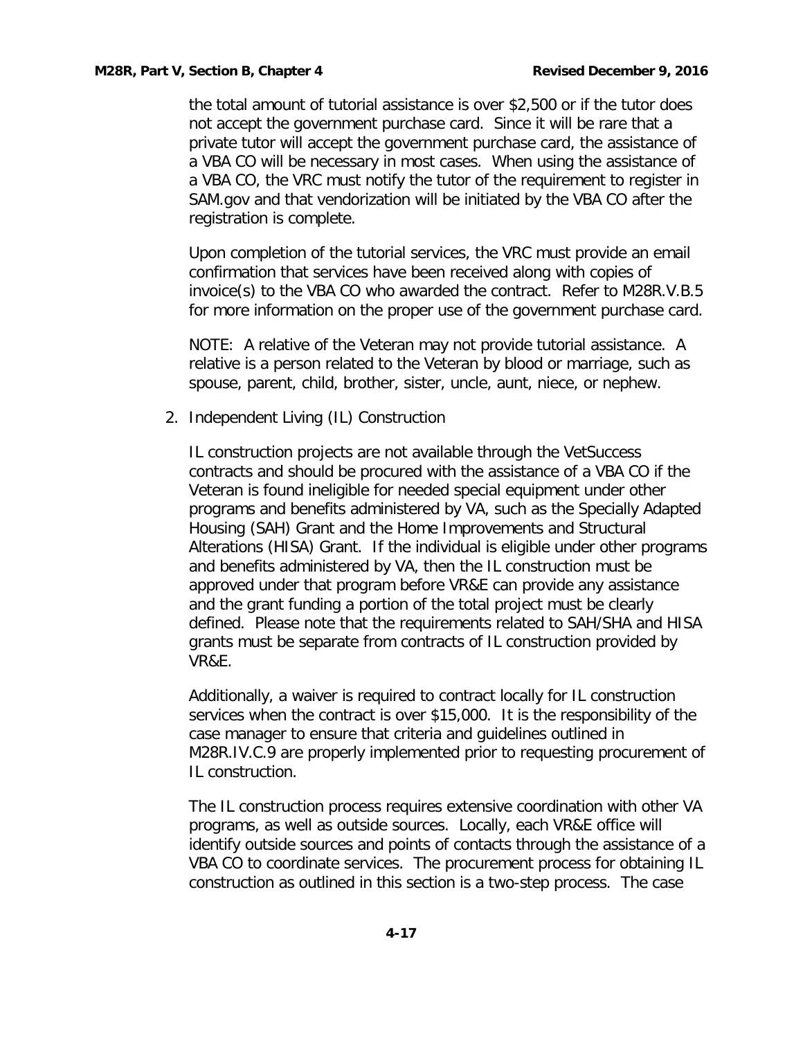the total amount of tutorial assistance is over $2,500 or if the tutor does not accept the government purchase card. Since it will be rare that a private tutor will accept the government purchase card, the assistance of a VBA CO will be necessary in most cases. When using the assistance of a VBA CO, the VRC must notify the tutor of the requirement to register in SAM.gov and that vendorization will be initiated by the VBA CO after the registration is complete.

Upon completion of the tutorial services, the VRC must provide an email confirmation that services have been received along with copies of invoice(s) to the VBA CO who awarded the contract. Refer to M28R.V.B.5 for more information on the proper use of the government purchase card.

NOTE: A relative of the Veteran may not provide tutorial assistance. A relative is a person related to the Veteran by blood or marriage, such as spouse, parent, child, brother, sister, uncle, aunt, niece, or nephew.

2. Independent Living (IL) Construction

   IL construction projects are not available through the VetSuccess contracts and should be procured with the assistance of a VBA CO if the Veteran is found ineligible for needed special equipment under other programs and benefits administered by VA, such as the Specially Adapted Housing (SAH) Grant and the Home Improvements and Structural Alterations (HISA) Grant. If the individual is eligible under other programs and benefits administered by VA, then the IL construction must be approved under that program before VR&E can provide any assistance and the grant funding a portion of the total project must be clearly defined. Please note that the requirements related to SAH/SHA and HISA grants must be separate from contracts of IL construction provided by VR&E.

   Additionally, a waiver is required to contract locally for IL construction services when the contract is over $15,000. It is the responsibility of the case manager to ensure that criteria and guidelines outlined in M28R.IV.C.9 are properly implemented prior to requesting procurement of IL construction.

   The IL construction process requires extensive coordination with other VA programs, as well as outside sources. Locally, each VR&E office will identify outside sources and points of contacts through the assistance of a VBA CO to coordinate services. The procurement process for obtaining IL construction as outlined in this section is a two-step process. The case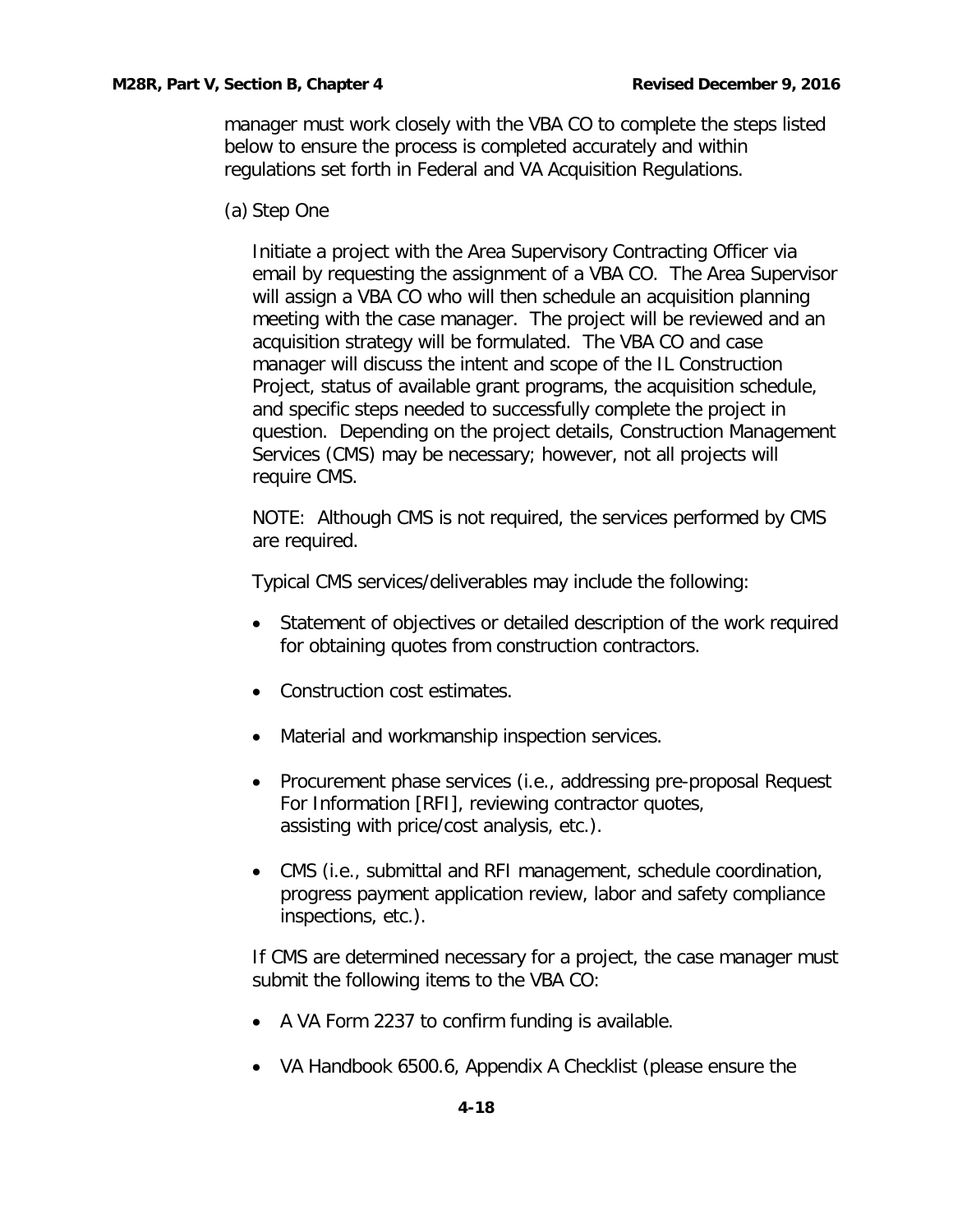manager must work closely with the VBA CO to complete the steps listed below to ensure the process is completed accurately and within regulations set forth in Federal and VA Acquisition Regulations.

(a) Step One

Initiate a project with the Area Supervisory Contracting Officer via email by requesting the assignment of a VBA CO. The Area Supervisor will assign a VBA CO who will then schedule an acquisition planning meeting with the case manager. The project will be reviewed and an acquisition strategy will be formulated. The VBA CO and case manager will discuss the intent and scope of the IL Construction Project, status of available grant programs, the acquisition schedule, and specific steps needed to successfully complete the project in question. Depending on the project details, Construction Management Services (CMS) may be necessary; however, not all projects will require CMS.

NOTE: Although CMS is not required, the services performed by CMS are required.

Typical CMS services/deliverables may include the following:

- Statement of objectives or detailed description of the work required for obtaining quotes from construction contractors.
- Construction cost estimates.
- Material and workmanship inspection services.
- Procurement phase services (i.e., addressing pre-proposal Request For Information [RFI], reviewing contractor quotes, assisting with price/cost analysis, etc.).
- CMS (i.e., submittal and RFI management, schedule coordination, progress payment application review, labor and safety compliance inspections, etc.).

If CMS are determined necessary for a project, the case manager must submit the following items to the VBA CO:

- A VA Form 2237 to confirm funding is available.
- VA Handbook 6500.6, Appendix A Checklist (please ensure the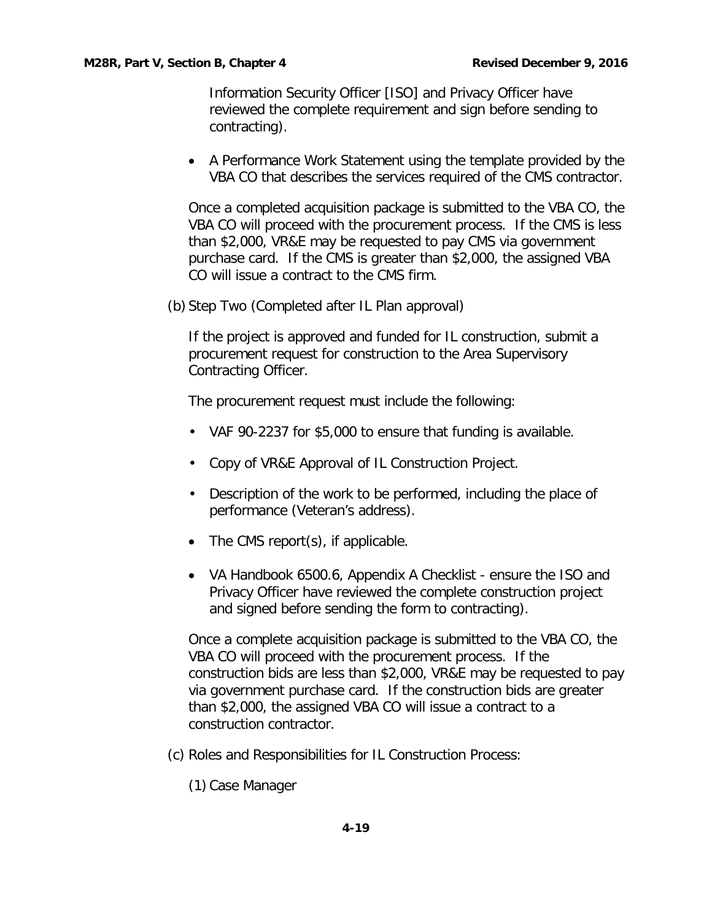Information Security Officer [ISO] and Privacy Officer have reviewed the complete requirement and sign before sending to contracting).

- A Performance Work Statement using the template provided by the VBA CO that describes the services required of the CMS contractor.

Once a completed acquisition package is submitted to the VBA CO, the VBA CO will proceed with the procurement process. If the CMS is less than $2,000, VR&E may be requested to pay CMS via government purchase card. If the CMS is greater than $2,000, the assigned VBA CO will issue a contract to the CMS firm.

(b) Step Two (Completed after IL Plan approval)

If the project is approved and funded for IL construction, submit a procurement request for construction to the Area Supervisory Contracting Officer.

The procurement request must include the following:

- VAF 90-2237 for $5,000 to ensure that funding is available.
- Copy of VR&E Approval of IL Construction Project.
- Description of the work to be performed, including the place of performance (Veteran's address).
- The CMS report(s), if applicable.
- VA Handbook 6500.6, Appendix A Checklist - ensure the ISO and Privacy Officer have reviewed the complete construction project and signed before sending the form to contracting).

Once a complete acquisition package is submitted to the VBA CO, the VBA CO will proceed with the procurement process. If the construction bids are less than $2,000, VR&E may be requested to pay via government purchase card. If the construction bids are greater than $2,000, the assigned VBA CO will issue a contract to a construction contractor.

(c) Roles and Responsibilities for IL Construction Process:

(1) Case Manager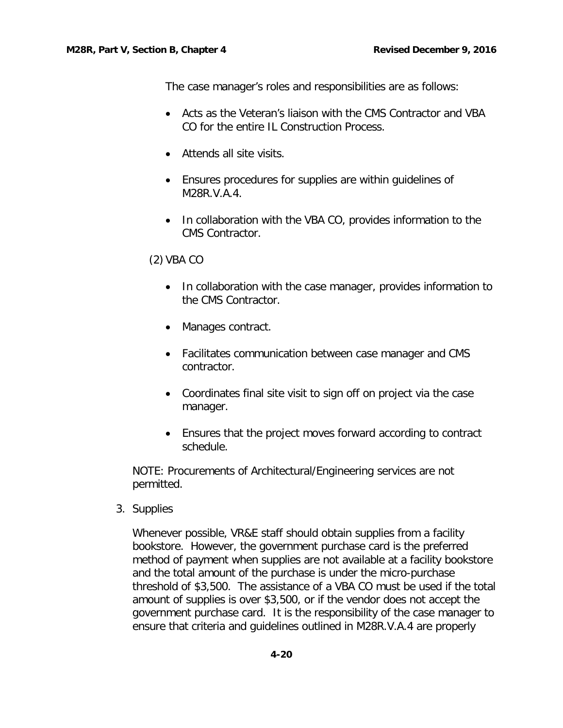The case manager's roles and responsibilities are as follows:

- Acts as the Veteran's liaison with the CMS Contractor and VBA CO for the entire IL Construction Process.
- Attends all site visits.
- Ensures procedures for supplies are within guidelines of M28R.V.A.4.
- In collaboration with the VBA CO, provides information to the CMS Contractor.

(2) VBA CO

- In collaboration with the case manager, provides information to the CMS Contractor.
- Manages contract.
- Facilitates communication between case manager and CMS contractor.
- Coordinates final site visit to sign off on project via the case manager.
- Ensures that the project moves forward according to contract schedule.

NOTE: Procurements of Architectural/Engineering services are not permitted.

3. Supplies

Whenever possible, VR&E staff should obtain supplies from a facility bookstore. However, the government purchase card is the preferred method of payment when supplies are not available at a facility bookstore and the total amount of the purchase is under the micro-purchase threshold of $3,500. The assistance of a VBA CO must be used if the total amount of supplies is over $3,500, or if the vendor does not accept the government purchase card. It is the responsibility of the case manager to ensure that criteria and guidelines outlined in M28R.V.A.4 are properly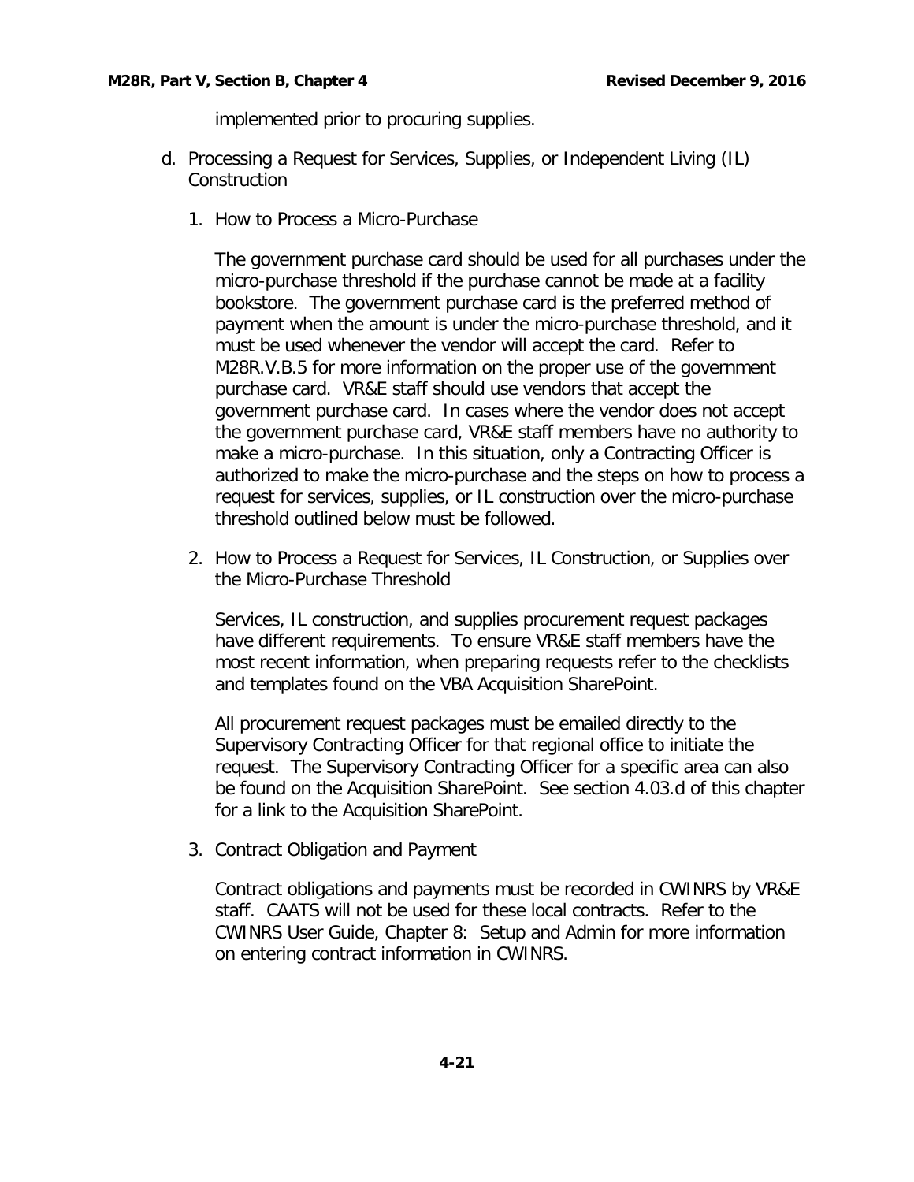implemented prior to procuring supplies.

d. Processing a Request for Services, Supplies, or Independent Living (IL) Construction

   1. How to Process a Micro-Purchase

      The government purchase card should be used for all purchases under the micro-purchase threshold if the purchase cannot be made at a facility bookstore. The government purchase card is the preferred method of payment when the amount is under the micro-purchase threshold, and it must be used whenever the vendor will accept the card. Refer to M28R.V.B.5 for more information on the proper use of the government purchase card. VR&E staff should use vendors that accept the government purchase card. In cases where the vendor does not accept the government purchase card, VR&E staff members have no authority to make a micro-purchase. In this situation, only a Contracting Officer is authorized to make the micro-purchase and the steps on how to process a request for services, supplies, or IL construction over the micro-purchase threshold outlined below must be followed.

   2. How to Process a Request for Services, IL Construction, or Supplies over the Micro-Purchase Threshold

      Services, IL construction, and supplies procurement request packages have different requirements. To ensure VR&E staff members have the most recent information, when preparing requests refer to the checklists and templates found on the VBA Acquisition SharePoint.

      All procurement request packages must be emailed directly to the Supervisory Contracting Officer for that regional office to initiate the request. The Supervisory Contracting Officer for a specific area can also be found on the Acquisition SharePoint. See section 4.03.d of this chapter for a link to the Acquisition SharePoint.

   3. Contract Obligation and Payment

      Contract obligations and payments must be recorded in CWINRS by VR&E staff. CAATS will not be used for these local contracts. Refer to the CWINRS User Guide, Chapter 8: Setup and Admin for more information on entering contract information in CWINRS.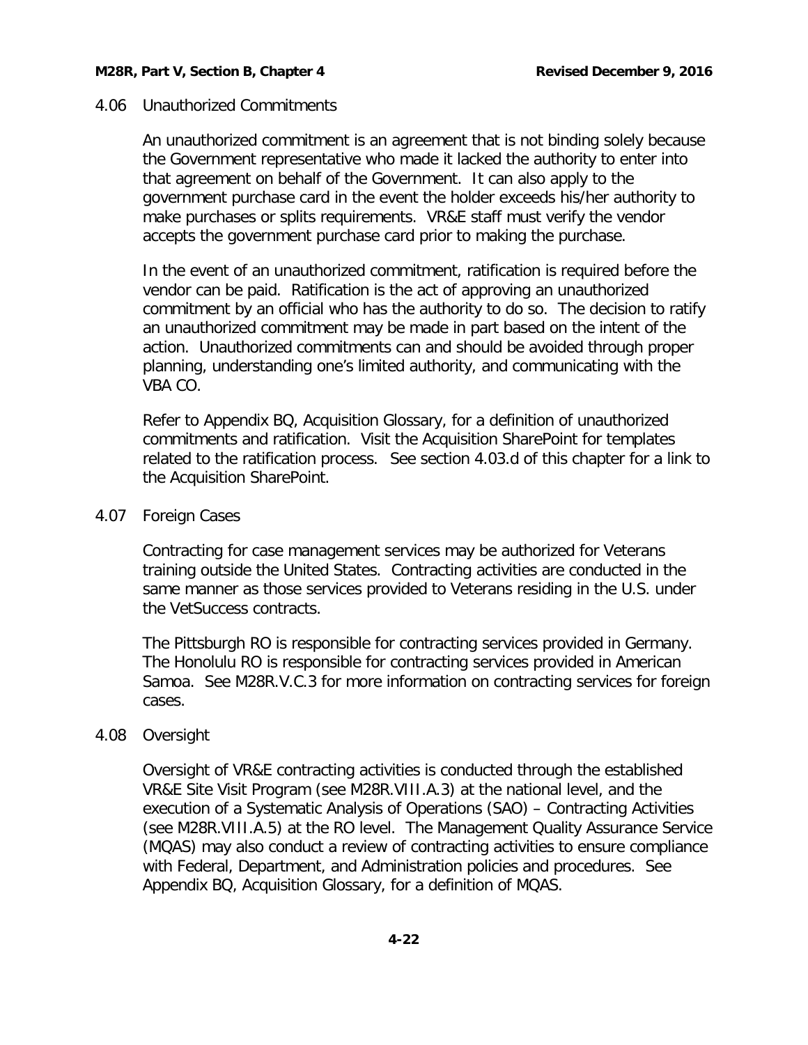## 4.06 Unauthorized Commitments

An unauthorized commitment is an agreement that is not binding solely because the Government representative who made it lacked the authority to enter into that agreement on behalf of the Government. It can also apply to the government purchase card in the event the holder exceeds his/her authority to make purchases or splits requirements. VR&E staff must verify the vendor accepts the government purchase card prior to making the purchase.

In the event of an unauthorized commitment, ratification is required before the vendor can be paid. Ratification is the act of approving an unauthorized commitment by an official who has the authority to do so. The decision to ratify an unauthorized commitment may be made in part based on the intent of the action. Unauthorized commitments can and should be avoided through proper planning, understanding one's limited authority, and communicating with the VBA CO.

Refer to Appendix BQ, Acquisition Glossary, for a definition of unauthorized commitments and ratification. Visit the Acquisition SharePoint for templates related to the ratification process. See section 4.03.d of this chapter for a link to the Acquisition SharePoint.

## 4.07 Foreign Cases

Contracting for case management services may be authorized for Veterans training outside the United States. Contracting activities are conducted in the same manner as those services provided to Veterans residing in the U.S. under the VetSuccess contracts.

The Pittsburgh RO is responsible for contracting services provided in Germany. The Honolulu RO is responsible for contracting services provided in American Samoa. See M28R.V.C.3 for more information on contracting services for foreign cases.

## 4.08 Oversight

Oversight of VR&E contracting activities is conducted through the established VR&E Site Visit Program (see M28R.VIII.A.3) at the national level, and the execution of a Systematic Analysis of Operations (SAO) – Contracting Activities (see M28R.VIII.A.5) at the RO level. The Management Quality Assurance Service (MQAS) may also conduct a review of contracting activities to ensure compliance with Federal, Department, and Administration policies and procedures. See Appendix BQ, Acquisition Glossary, for a definition of MQAS.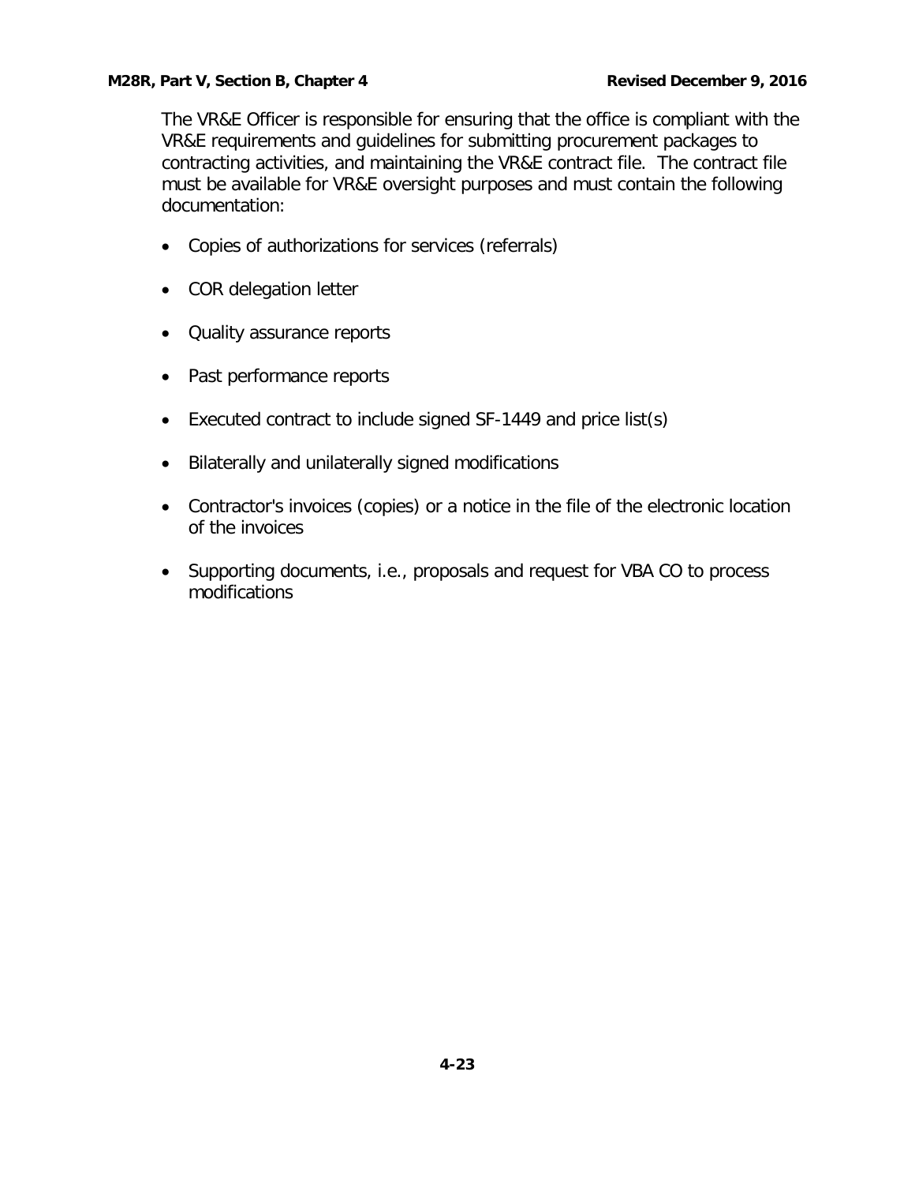The VR&E Officer is responsible for ensuring that the office is compliant with the VR&E requirements and guidelines for submitting procurement packages to contracting activities, and maintaining the VR&E contract file. The contract file must be available for VR&E oversight purposes and must contain the following documentation:

- Copies of authorizations for services (referrals)
- COR delegation letter
- Quality assurance reports
- Past performance reports
- Executed contract to include signed SF-1449 and price list(s)
- Bilaterally and unilaterally signed modifications
- Contractor's invoices (copies) or a notice in the file of the electronic location of the invoices
- Supporting documents, i.e., proposals and request for VBA CO to process modifications